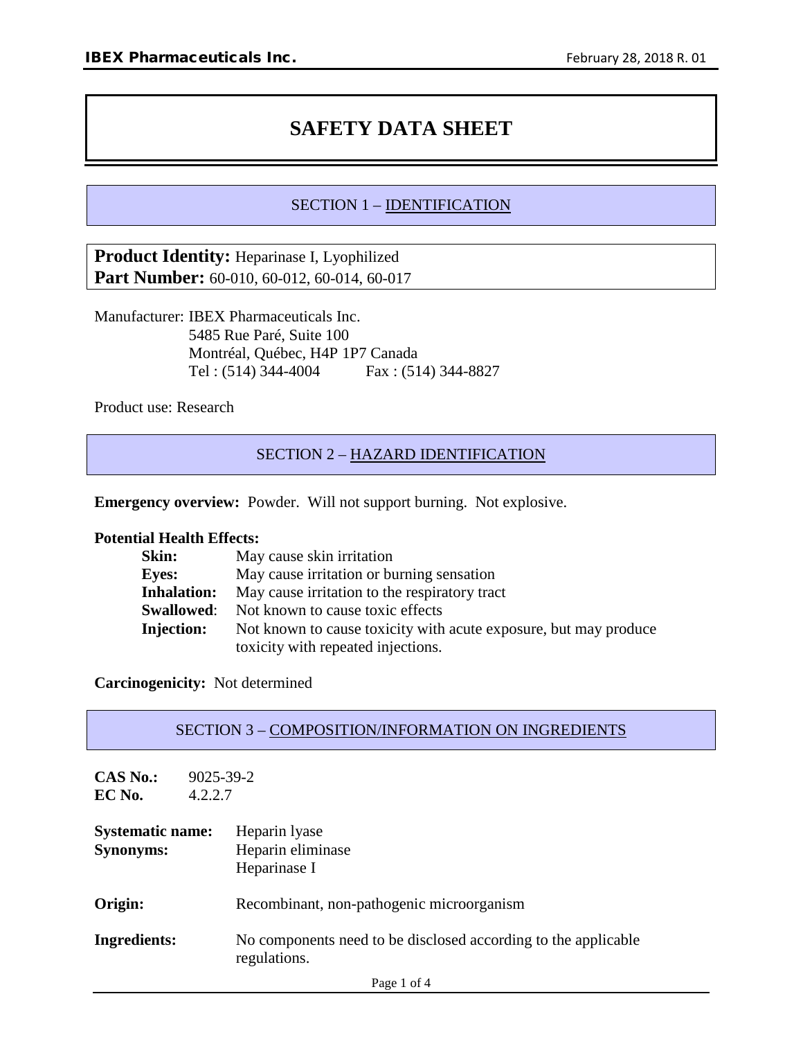# SAFETY DATA SHEET

## SECTION 1 – IDENTIFICATION

**Product Identity:** Heparinase I, Lyophilized
**Part Number:** 60-010, 60-012, 60-014, 60-017

Manufacturer: IBEX Pharmaceuticals Inc.
5485 Rue Paré, Suite 100
Montréal, Québec, H4P 1P7 Canada
Tel : (514) 344-4004 Fax : (514) 344-8827

Product use: Research

## SECTION 2 – HAZARD IDENTIFICATION

**Emergency overview:** Powder. Will not support burning. Not explosive.

**Potential Health Effects:**

- **Skin:** May cause skin irritation
- **Eyes:** May cause irritation or burning sensation
- **Inhalation:** May cause irritation to the respiratory tract
- **Swallowed**: Not known to cause toxic effects
- **Injection:** Not known to cause toxicity with acute exposure, but may produce toxicity with repeated injections.

**Carcinogenicity:** Not determined

## SECTION 3 – COMPOSITION/INFORMATION ON INGREDIENTS

**CAS No.:** 9025-39-2
**EC No.** 4.2.2.7

**Systematic name:** Heparin lyase
**Synonyms:** Heparin eliminase
Heparinase I

**Origin:** Recombinant, non-pathogenic microorganism

**Ingredients:** No components need to be disclosed according to the applicable regulations.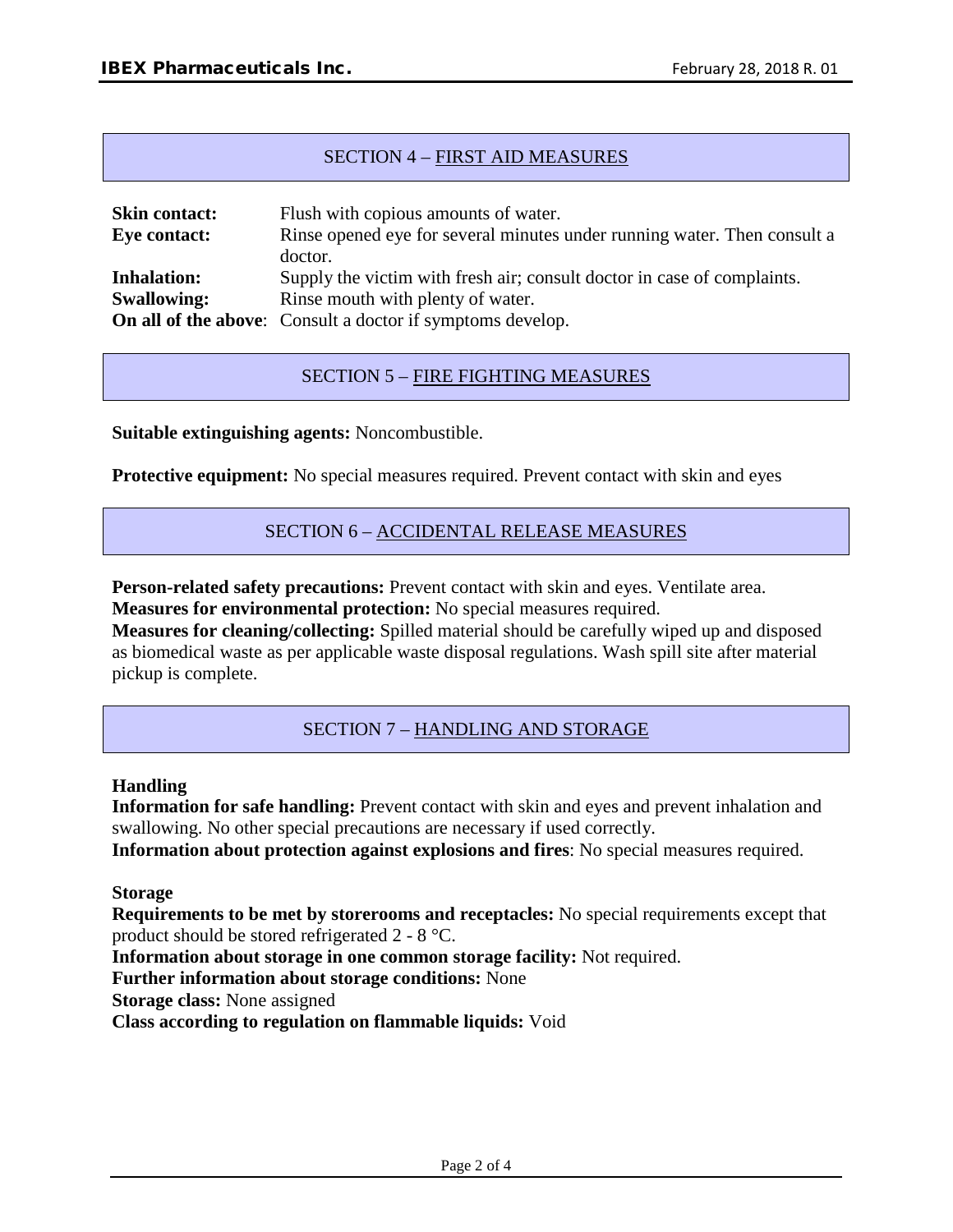## SECTION 4 – FIRST AID MEASURES

**Skin contact:** Flush with copious amounts of water.

**Eye contact:** Rinse opened eye for several minutes under running water. Then consult a doctor.

**Inhalation:** Supply the victim with fresh air; consult doctor in case of complaints.

**Swallowing:** Rinse mouth with plenty of water.

**On all of the above**: Consult a doctor if symptoms develop.

## SECTION 5 – FIRE FIGHTING MEASURES

**Suitable extinguishing agents:** Noncombustible.

**Protective equipment:** No special measures required. Prevent contact with skin and eyes

## SECTION 6 – ACCIDENTAL RELEASE MEASURES

**Person-related safety precautions:** Prevent contact with skin and eyes. Ventilate area.
**Measures for environmental protection:** No special measures required.
**Measures for cleaning/collecting:** Spilled material should be carefully wiped up and disposed as biomedical waste as per applicable waste disposal regulations. Wash spill site after material pickup is complete.

## SECTION 7 – HANDLING AND STORAGE

**Handling**

**Information for safe handling:** Prevent contact with skin and eyes and prevent inhalation and swallowing. No other special precautions are necessary if used correctly.
**Information about protection against explosions and fires**: No special measures required.

**Storage**

**Requirements to be met by storerooms and receptacles:** No special requirements except that product should be stored refrigerated 2 - 8 °C.
**Information about storage in one common storage facility:** Not required.
**Further information about storage conditions:** None
**Storage class:** None assigned
**Class according to regulation on flammable liquids:** Void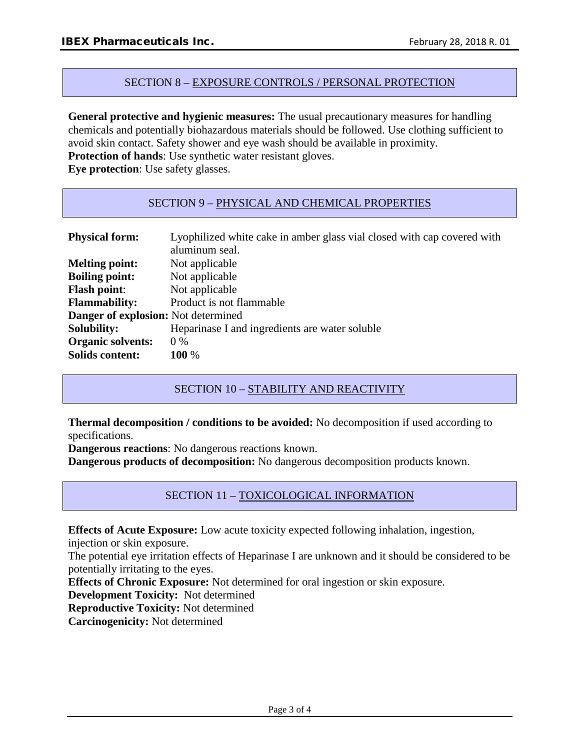## SECTION 8 – EXPOSURE CONTROLS / PERSONAL PROTECTION

**General protective and hygienic measures:** The usual precautionary measures for handling chemicals and potentially biohazardous materials should be followed. Use clothing sufficient to avoid skin contact. Safety shower and eye wash should be available in proximity.
**Protection of hands**: Use synthetic water resistant gloves.
**Eye protection**: Use safety glasses.

## SECTION 9 – PHYSICAL AND CHEMICAL PROPERTIES

| | |
|---|---|
| **Physical form:** | Lyophilized white cake in amber glass vial closed with cap covered with aluminum seal. |
| **Melting point:** | Not applicable |
| **Boiling point:** | Not applicable |
| **Flash point**: | Not applicable |
| **Flammability:** | Product is not flammable |
| **Danger of explosion:** | Not determined |
| **Solubility:** | Heparinase I and ingredients are water soluble |
| **Organic solvents:** | 0 % |
| **Solids content:** | **100** % |

## SECTION 10 – STABILITY AND REACTIVITY

**Thermal decomposition / conditions to be avoided:** No decomposition if used according to specifications.
**Dangerous reactions**: No dangerous reactions known.
**Dangerous products of decomposition:** No dangerous decomposition products known.

## SECTION 11 – TOXICOLOGICAL INFORMATION

**Effects of Acute Exposure:** Low acute toxicity expected following inhalation, ingestion, injection or skin exposure.
The potential eye irritation effects of Heparinase I are unknown and it should be considered to be potentially irritating to the eyes.
**Effects of Chronic Exposure:** Not determined for oral ingestion or skin exposure.
**Development Toxicity:** Not determined
**Reproductive Toxicity:** Not determined
**Carcinogenicity:** Not determined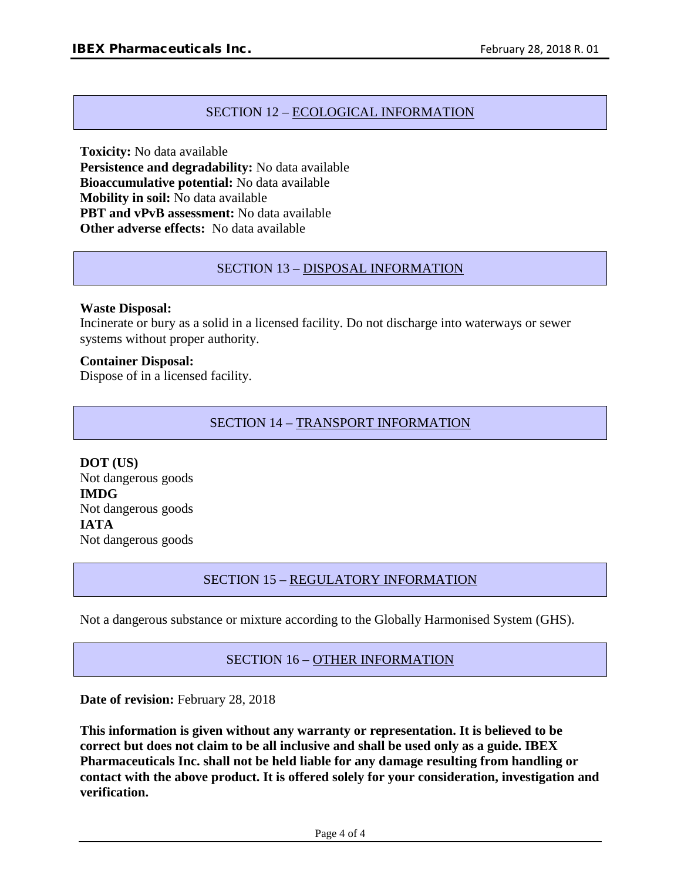## SECTION 12 – ECOLOGICAL INFORMATION

**Toxicity:** No data available
**Persistence and degradability:** No data available
**Bioaccumulative potential:** No data available
**Mobility in soil:** No data available
**PBT and vPvB assessment:** No data available
**Other adverse effects:** No data available

## SECTION 13 – DISPOSAL INFORMATION

**Waste Disposal:**
Incinerate or bury as a solid in a licensed facility. Do not discharge into waterways or sewer systems without proper authority.

**Container Disposal:**
Dispose of in a licensed facility.

## SECTION 14 – TRANSPORT INFORMATION

**DOT (US)**
Not dangerous goods
**IMDG**
Not dangerous goods
**IATA**
Not dangerous goods

## SECTION 15 – REGULATORY INFORMATION

Not a dangerous substance or mixture according to the Globally Harmonised System (GHS).

## SECTION 16 – OTHER INFORMATION

**Date of revision:** February 28, 2018

**This information is given without any warranty or representation. It is believed to be correct but does not claim to be all inclusive and shall be used only as a guide. IBEX Pharmaceuticals Inc. shall not be held liable for any damage resulting from handling or contact with the above product. It is offered solely for your consideration, investigation and verification.**